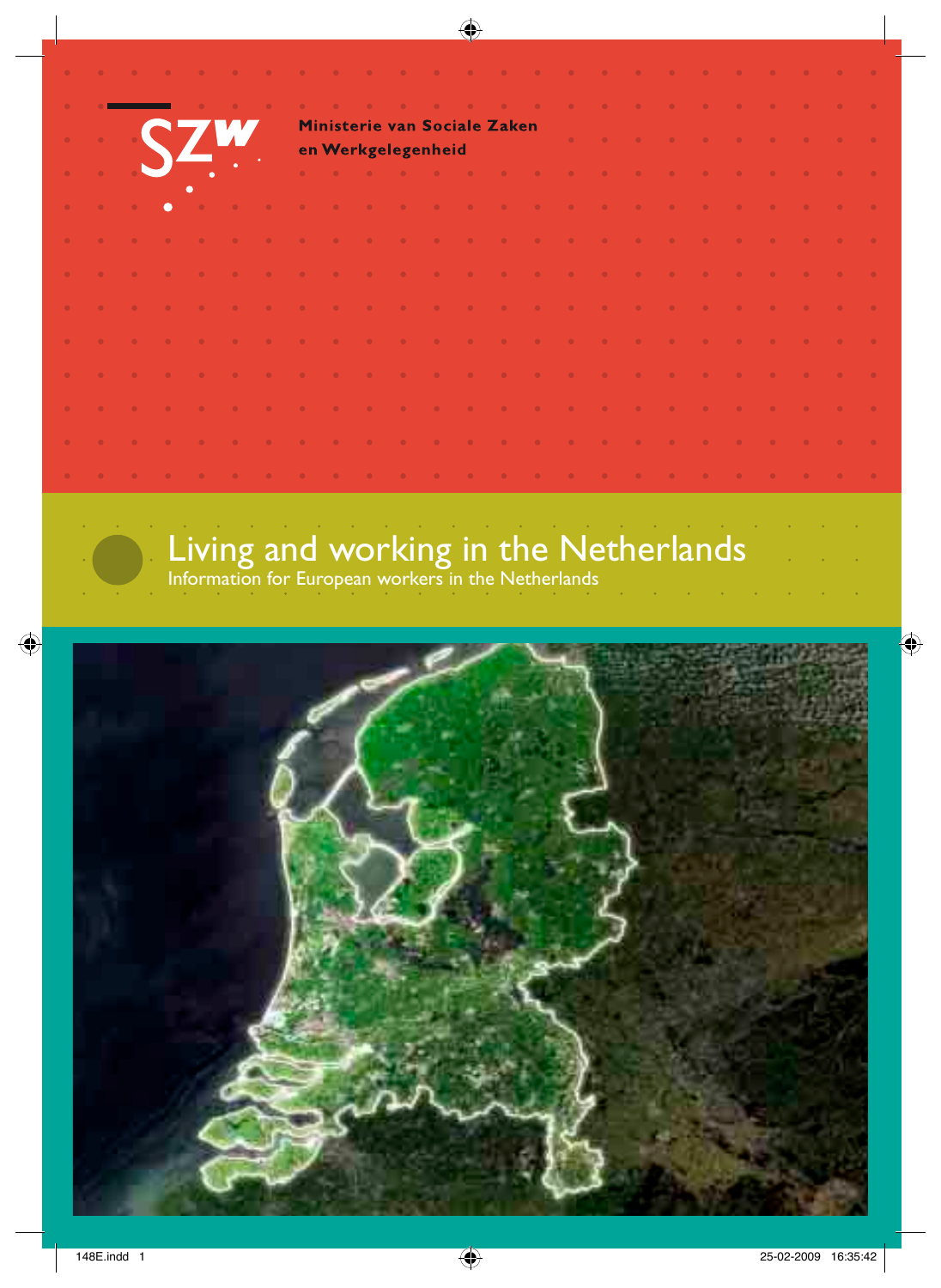SZW

**Ministerie van Sociale Zaken en Werkgelegenheid**

# Living and working in the Netherlands

Information for European workers in the Netherlands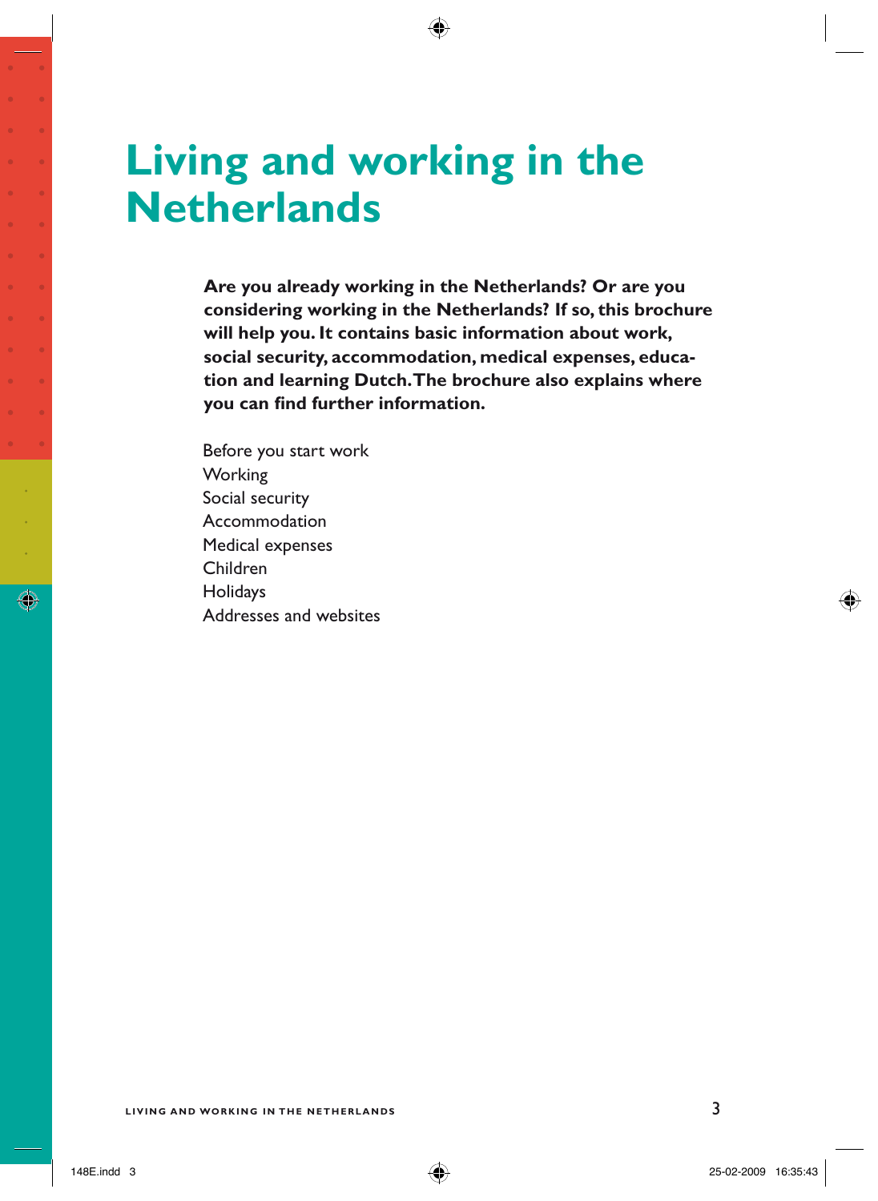# Living and working in the Netherlands

**Are you already working in the Netherlands? Or are you considering working in the Netherlands? If so, this brochure will help you. It contains basic information about work, social security, accommodation, medical expenses, education and learning Dutch. The brochure also explains where you can find further information.**

Before you start work
Working
Social security
Accommodation
Medical expenses
Children
Holidays
Addresses and websites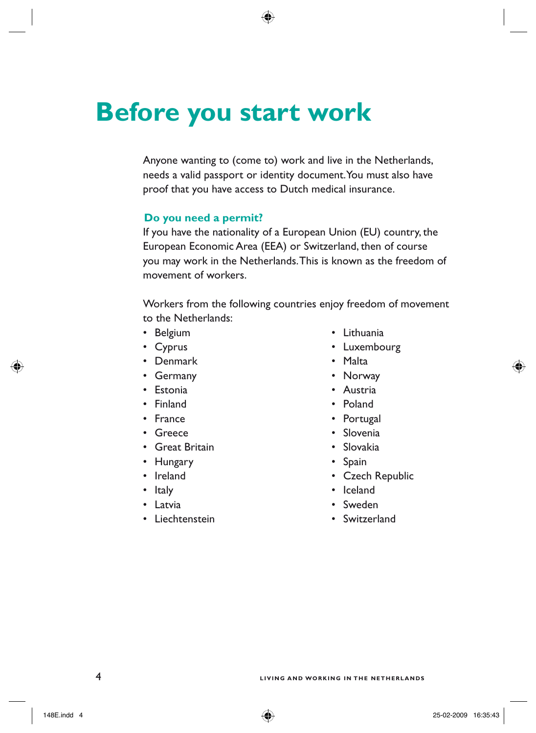# Before you start work

Anyone wanting to (come to) work and live in the Netherlands, needs a valid passport or identity document. You must also have proof that you have access to Dutch medical insurance.

### Do you need a permit?

If you have the nationality of a European Union (EU) country, the European Economic Area (EEA) or Switzerland, then of course you may work in the Netherlands. This is known as the freedom of movement of workers.

Workers from the following countries enjoy freedom of movement to the Netherlands:

- Belgium
- Cyprus
- Denmark
- Germany
- Estonia
- Finland
- France
- Greece
- Great Britain
- Hungary
- Ireland
- Italy
- Latvia
- Liechtenstein
- Lithuania
- Luxembourg
- Malta
- Norway
- Austria
- Poland
- Portugal
- Slovenia
- Slovakia
- Spain
- Czech Republic
- Iceland
- Sweden
- Switzerland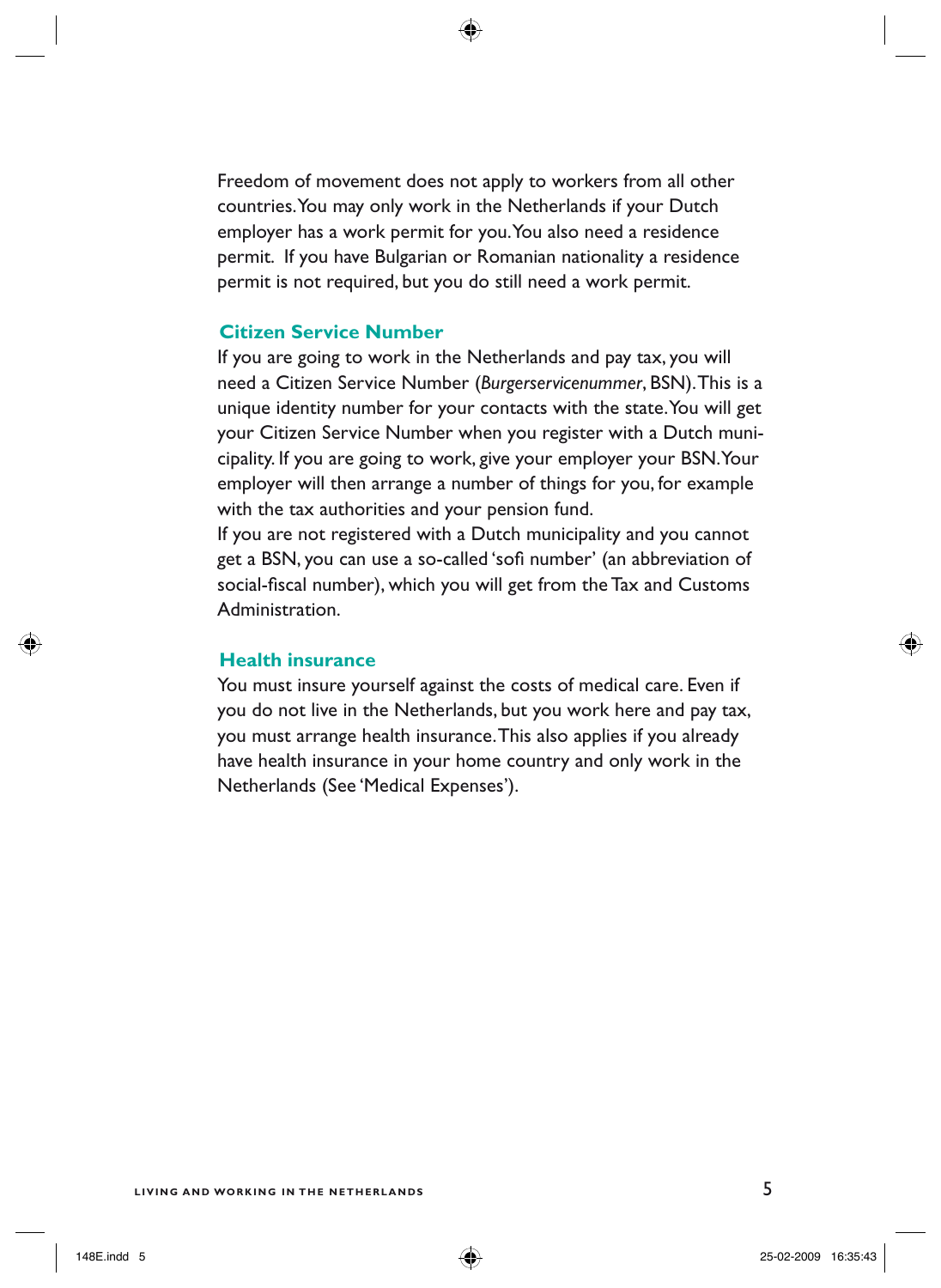Freedom of movement does not apply to workers from all other countries. You may only work in the Netherlands if your Dutch employer has a work permit for you. You also need a residence permit. If you have Bulgarian or Romanian nationality a residence permit is not required, but you do still need a work permit.

## Citizen Service Number

If you are going to work in the Netherlands and pay tax, you will need a Citizen Service Number (*Burgerservicenummer*, BSN). This is a unique identity number for your contacts with the state. You will get your Citizen Service Number when you register with a Dutch municipality. If you are going to work, give your employer your BSN. Your employer will then arrange a number of things for you, for example with the tax authorities and your pension fund.

If you are not registered with a Dutch municipality and you cannot get a BSN, you can use a so-called 'sofi number' (an abbreviation of social-fiscal number), which you will get from the Tax and Customs Administration.

## Health insurance

You must insure yourself against the costs of medical care. Even if you do not live in the Netherlands, but you work here and pay tax, you must arrange health insurance. This also applies if you already have health insurance in your home country and only work in the Netherlands (See 'Medical Expenses').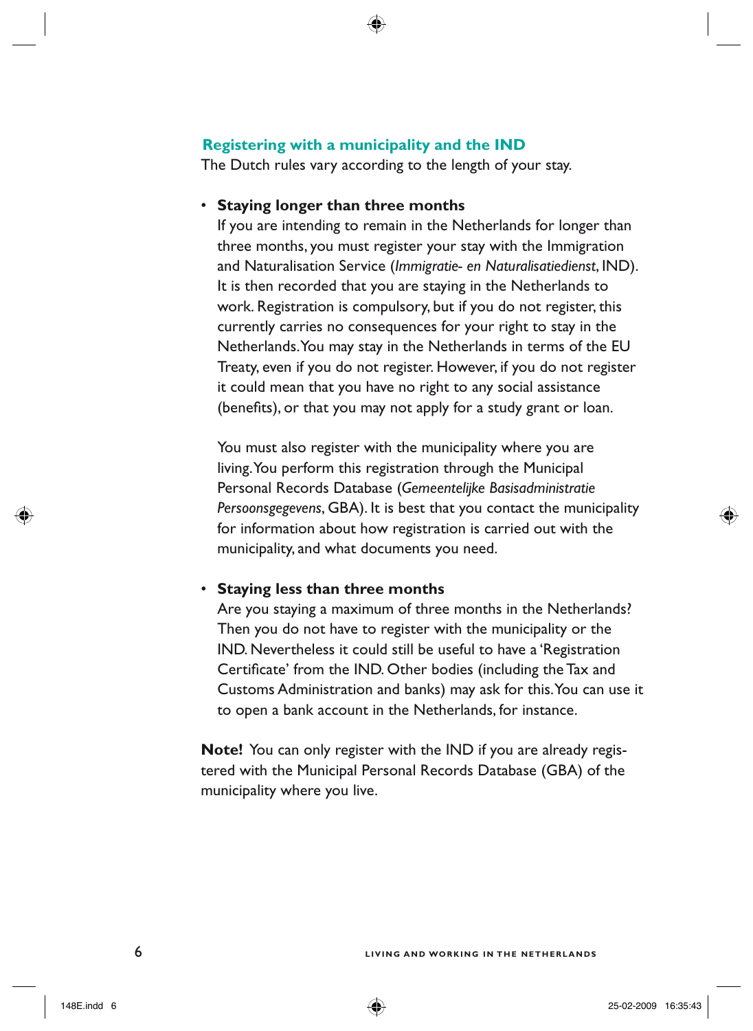## Registering with a municipality and the IND

The Dutch rules vary according to the length of your stay.

- **Staying longer than three months**

  If you are intending to remain in the Netherlands for longer than three months, you must register your stay with the Immigration and Naturalisation Service (*Immigratie- en Naturalisatiedienst*, IND). It is then recorded that you are staying in the Netherlands to work. Registration is compulsory, but if you do not register, this currently carries no consequences for your right to stay in the Netherlands. You may stay in the Netherlands in terms of the EU Treaty, even if you do not register. However, if you do not register it could mean that you have no right to any social assistance (benefits), or that you may not apply for a study grant or loan.

  You must also register with the municipality where you are living. You perform this registration through the Municipal Personal Records Database (*Gemeentelijke Basisadministratie Persoonsgegevens*, GBA). It is best that you contact the municipality for information about how registration is carried out with the municipality, and what documents you need.

- **Staying less than three months**

  Are you staying a maximum of three months in the Netherlands? Then you do not have to register with the municipality or the IND. Nevertheless it could still be useful to have a 'Registration Certificate' from the IND. Other bodies (including the Tax and Customs Administration and banks) may ask for this. You can use it to open a bank account in the Netherlands, for instance.

**Note!** You can only register with the IND if you are already registered with the Municipal Personal Records Database (GBA) of the municipality where you live.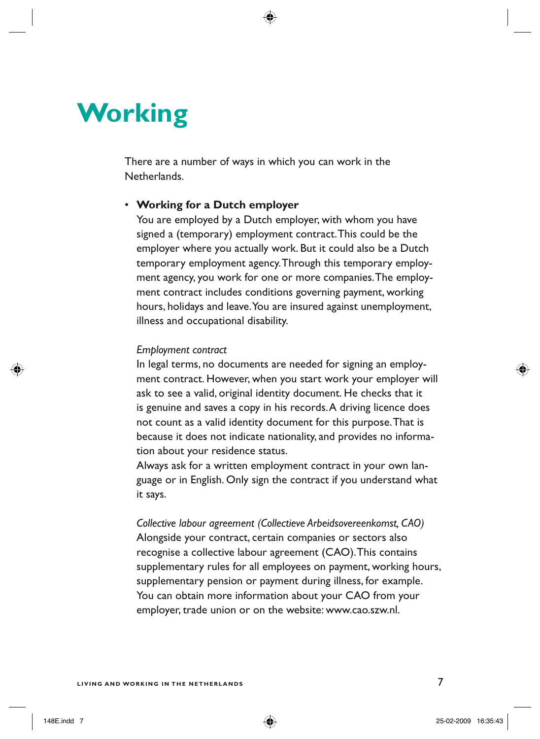# Working

There are a number of ways in which you can work in the Netherlands.

- **Working for a Dutch employer**

  You are employed by a Dutch employer, with whom you have signed a (temporary) employment contract. This could be the employer where you actually work. But it could also be a Dutch temporary employment agency. Through this temporary employment agency, you work for one or more companies. The employment contract includes conditions governing payment, working hours, holidays and leave. You are insured against unemployment, illness and occupational disability.

  *Employment contract*

  In legal terms, no documents are needed for signing an employment contract. However, when you start work your employer will ask to see a valid, original identity document. He checks that it is genuine and saves a copy in his records. A driving licence does not count as a valid identity document for this purpose. That is because it does not indicate nationality, and provides no information about your residence status.

  Always ask for a written employment contract in your own language or in English. Only sign the contract if you understand what it says.

  *Collective labour agreement (Collectieve Arbeidsovereenkomst, CAO)*

  Alongside your contract, certain companies or sectors also recognise a collective labour agreement (CAO). This contains supplementary rules for all employees on payment, working hours, supplementary pension or payment during illness, for example. You can obtain more information about your CAO from your employer, trade union or on the website: www.cao.szw.nl.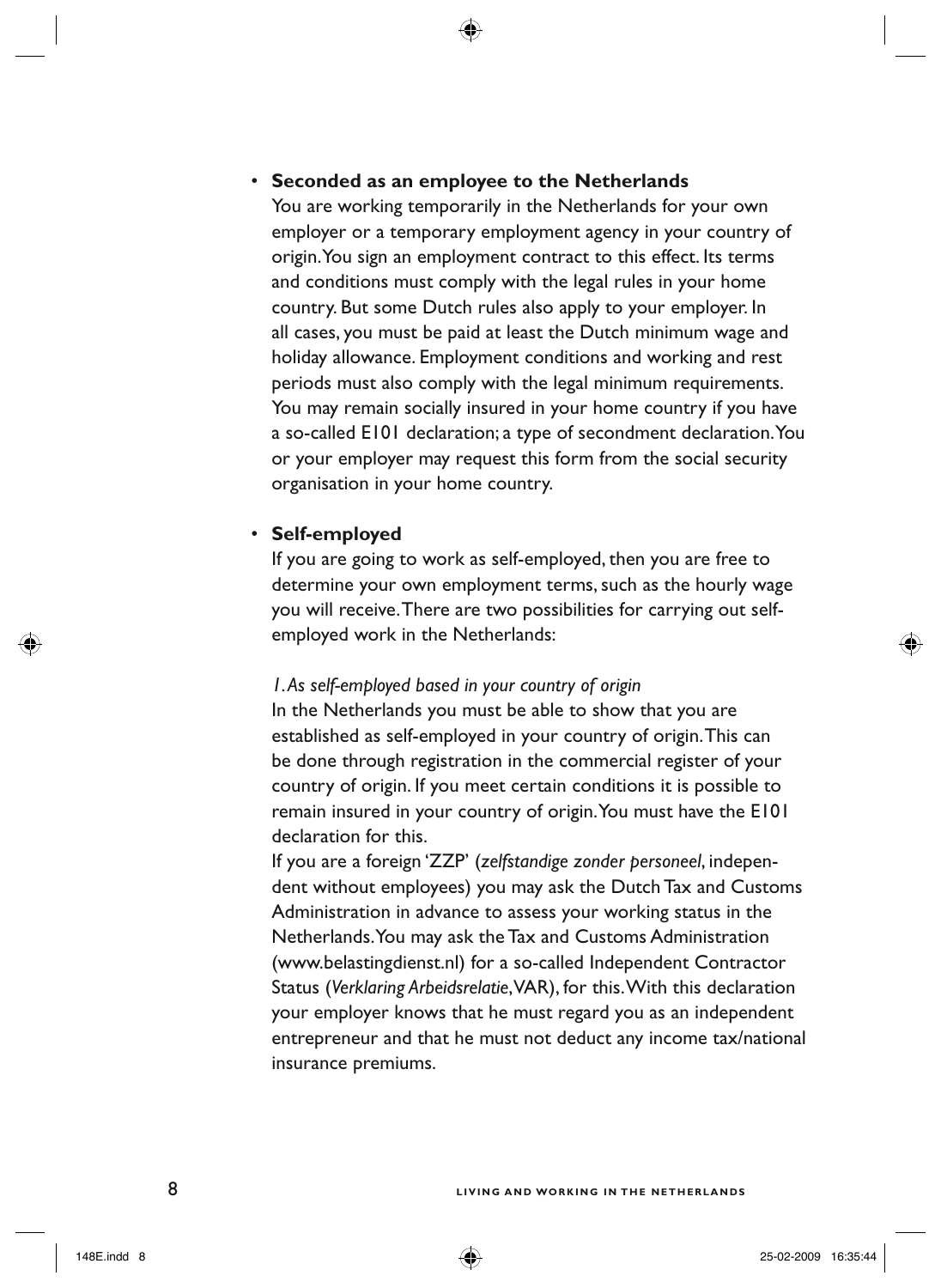- **Seconded as an employee to the Netherlands**
  You are working temporarily in the Netherlands for your own employer or a temporary employment agency in your country of origin. You sign an employment contract to this effect. Its terms and conditions must comply with the legal rules in your home country. But some Dutch rules also apply to your employer. In all cases, you must be paid at least the Dutch minimum wage and holiday allowance. Employment conditions and working and rest periods must also comply with the legal minimum requirements. You may remain socially insured in your home country if you have a so-called E101 declaration; a type of secondment declaration. You or your employer may request this form from the social security organisation in your home country.

- **Self-employed**
  If you are going to work as self-employed, then you are free to determine your own employment terms, such as the hourly wage you will receive. There are two possibilities for carrying out self-employed work in the Netherlands:

  *1. As self-employed based in your country of origin*
  In the Netherlands you must be able to show that you are established as self-employed in your country of origin. This can be done through registration in the commercial register of your country of origin. If you meet certain conditions it is possible to remain insured in your country of origin. You must have the E101 declaration for this.
  If you are a foreign 'ZZP' (*zelfstandige zonder personeel*, independent without employees) you may ask the Dutch Tax and Customs Administration in advance to assess your working status in the Netherlands. You may ask the Tax and Customs Administration (www.belastingdienst.nl) for a so-called Independent Contractor Status (*Verklaring Arbeidsrelatie*, VAR), for this. With this declaration your employer knows that he must regard you as an independent entrepreneur and that he must not deduct any income tax/national insurance premiums.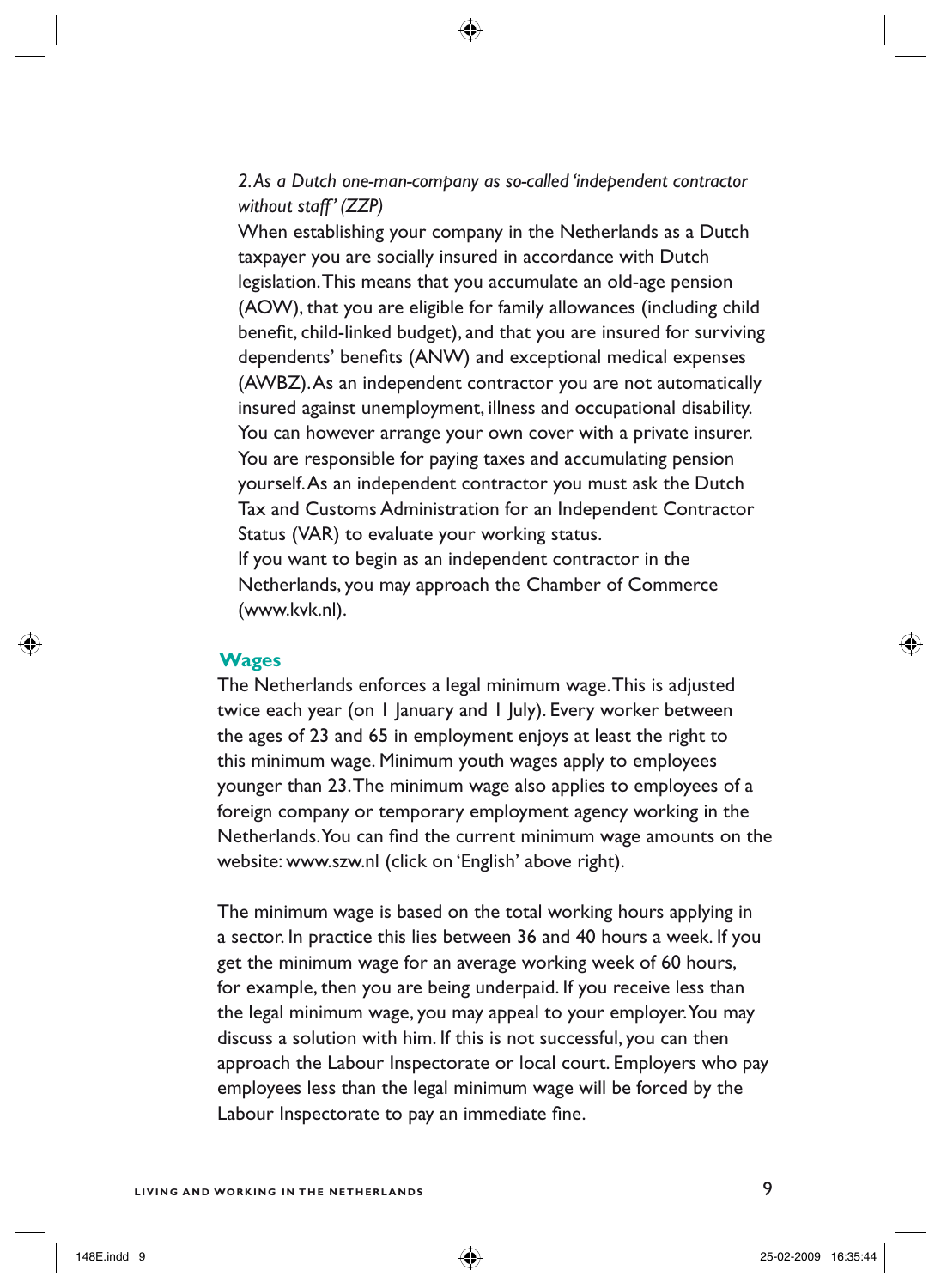*2. As a Dutch one-man-company as so-called 'independent contractor without staff' (ZZP)*

When establishing your company in the Netherlands as a Dutch taxpayer you are socially insured in accordance with Dutch legislation. This means that you accumulate an old-age pension (AOW), that you are eligible for family allowances (including child benefit, child-linked budget), and that you are insured for surviving dependents' benefits (ANW) and exceptional medical expenses (AWBZ). As an independent contractor you are not automatically insured against unemployment, illness and occupational disability. You can however arrange your own cover with a private insurer. You are responsible for paying taxes and accumulating pension yourself. As an independent contractor you must ask the Dutch Tax and Customs Administration for an Independent Contractor Status (VAR) to evaluate your working status.
If you want to begin as an independent contractor in the Netherlands, you may approach the Chamber of Commerce (www.kvk.nl).

## Wages

The Netherlands enforces a legal minimum wage. This is adjusted twice each year (on 1 January and 1 July). Every worker between the ages of 23 and 65 in employment enjoys at least the right to this minimum wage. Minimum youth wages apply to employees younger than 23. The minimum wage also applies to employees of a foreign company or temporary employment agency working in the Netherlands. You can find the current minimum wage amounts on the website: www.szw.nl (click on 'English' above right).

The minimum wage is based on the total working hours applying in a sector. In practice this lies between 36 and 40 hours a week. If you get the minimum wage for an average working week of 60 hours, for example, then you are being underpaid. If you receive less than the legal minimum wage, you may appeal to your employer. You may discuss a solution with him. If this is not successful, you can then approach the Labour Inspectorate or local court. Employers who pay employees less than the legal minimum wage will be forced by the Labour Inspectorate to pay an immediate fine.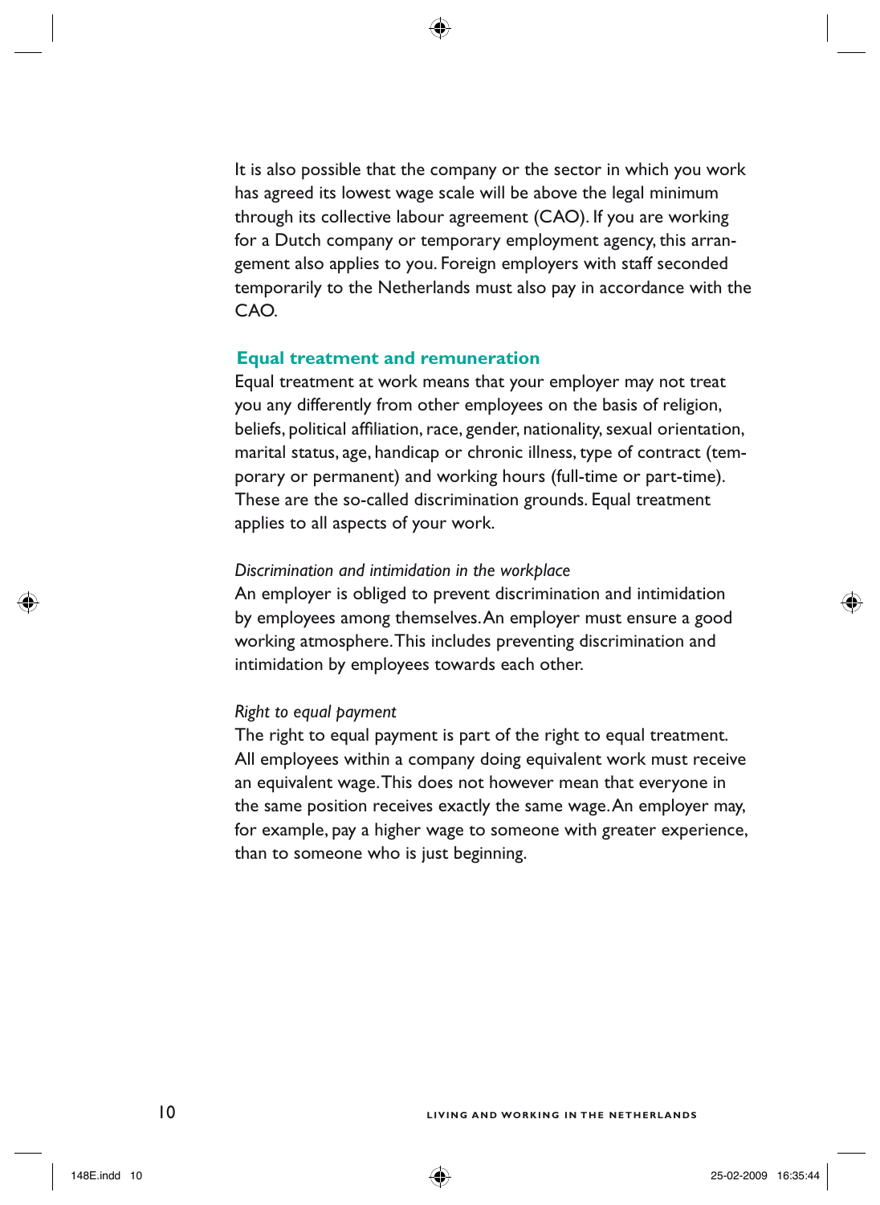It is also possible that the company or the sector in which you work has agreed its lowest wage scale will be above the legal minimum through its collective labour agreement (CAO). If you are working for a Dutch company or temporary employment agency, this arrangement also applies to you. Foreign employers with staff seconded temporarily to the Netherlands must also pay in accordance with the CAO.

## Equal treatment and remuneration

Equal treatment at work means that your employer may not treat you any differently from other employees on the basis of religion, beliefs, political affiliation, race, gender, nationality, sexual orientation, marital status, age, handicap or chronic illness, type of contract (temporary or permanent) and working hours (full-time or part-time). These are the so-called discrimination grounds. Equal treatment applies to all aspects of your work.

*Discrimination and intimidation in the workplace*

An employer is obliged to prevent discrimination and intimidation by employees among themselves. An employer must ensure a good working atmosphere. This includes preventing discrimination and intimidation by employees towards each other.

*Right to equal payment*

The right to equal payment is part of the right to equal treatment. All employees within a company doing equivalent work must receive an equivalent wage. This does not however mean that everyone in the same position receives exactly the same wage. An employer may, for example, pay a higher wage to someone with greater experience, than to someone who is just beginning.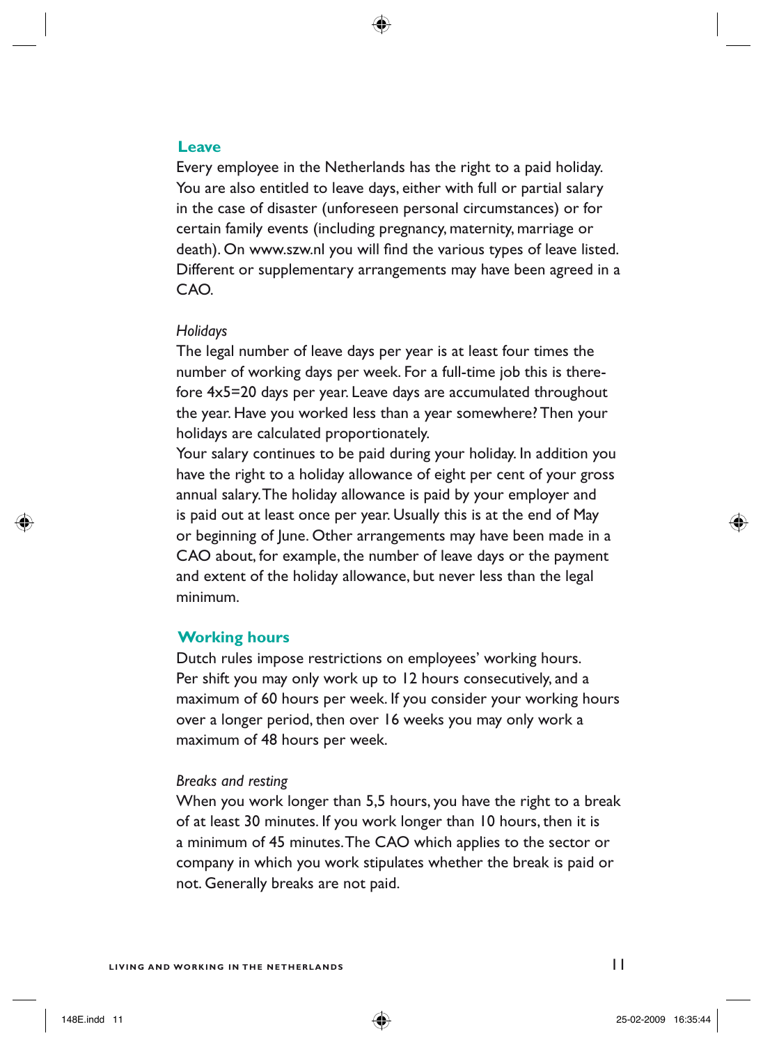## Leave

Every employee in the Netherlands has the right to a paid holiday. You are also entitled to leave days, either with full or partial salary in the case of disaster (unforeseen personal circumstances) or for certain family events (including pregnancy, maternity, marriage or death). On www.szw.nl you will find the various types of leave listed. Different or supplementary arrangements may have been agreed in a CAO.

### *Holidays*

The legal number of leave days per year is at least four times the number of working days per week. For a full-time job this is therefore 4x5=20 days per year. Leave days are accumulated throughout the year. Have you worked less than a year somewhere? Then your holidays are calculated proportionately.

Your salary continues to be paid during your holiday. In addition you have the right to a holiday allowance of eight per cent of your gross annual salary. The holiday allowance is paid by your employer and is paid out at least once per year. Usually this is at the end of May or beginning of June. Other arrangements may have been made in a CAO about, for example, the number of leave days or the payment and extent of the holiday allowance, but never less than the legal minimum.

## Working hours

Dutch rules impose restrictions on employees' working hours. Per shift you may only work up to 12 hours consecutively, and a maximum of 60 hours per week. If you consider your working hours over a longer period, then over 16 weeks you may only work a maximum of 48 hours per week.

### *Breaks and resting*

When you work longer than 5,5 hours, you have the right to a break of at least 30 minutes. If you work longer than 10 hours, then it is a minimum of 45 minutes. The CAO which applies to the sector or company in which you work stipulates whether the break is paid or not. Generally breaks are not paid.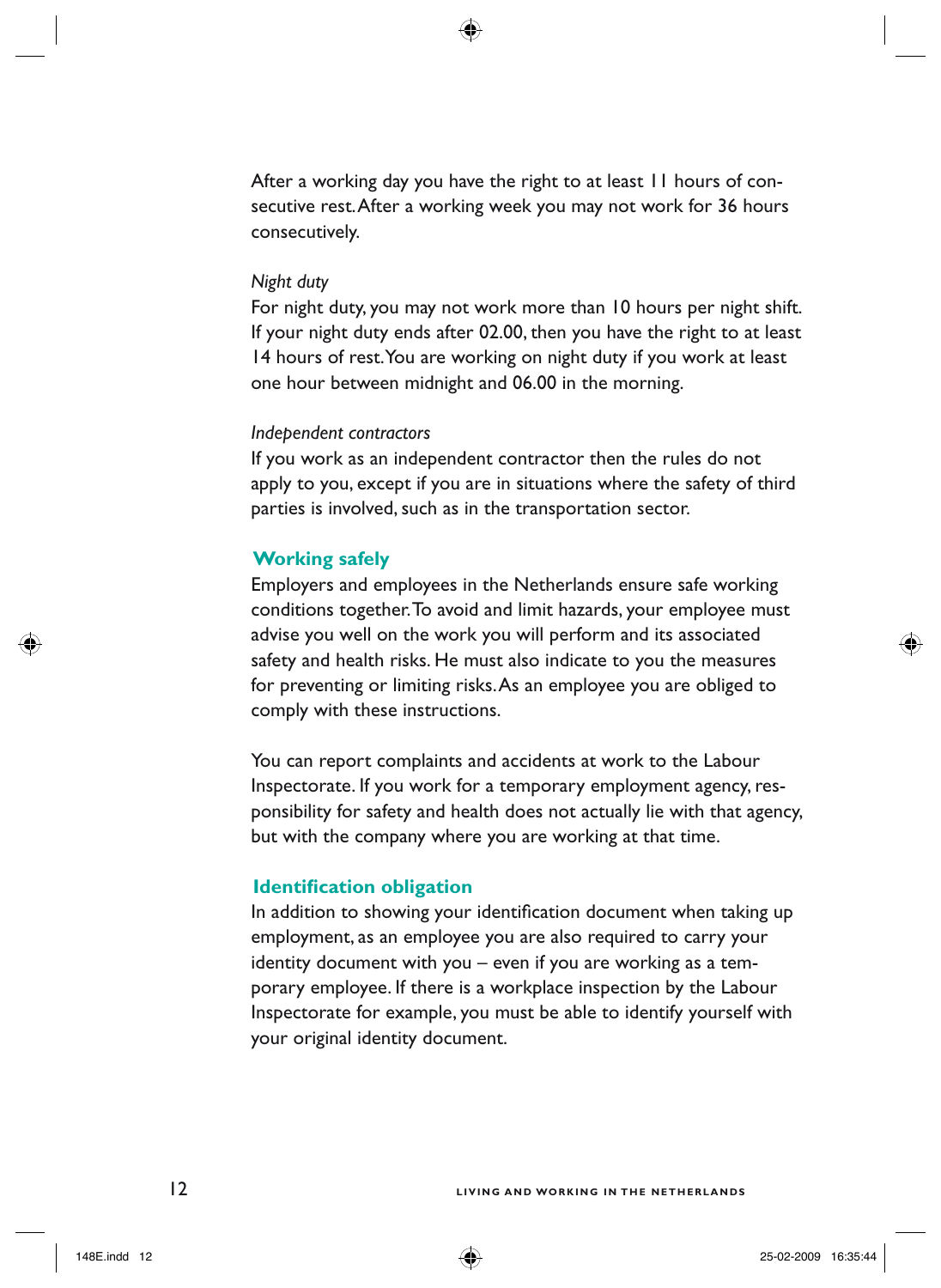After a working day you have the right to at least 11 hours of consecutive rest. After a working week you may not work for 36 hours consecutively.

*Night duty*

For night duty, you may not work more than 10 hours per night shift. If your night duty ends after 02.00, then you have the right to at least 14 hours of rest. You are working on night duty if you work at least one hour between midnight and 06.00 in the morning.

*Independent contractors*

If you work as an independent contractor then the rules do not apply to you, except if you are in situations where the safety of third parties is involved, such as in the transportation sector.

## Working safely

Employers and employees in the Netherlands ensure safe working conditions together. To avoid and limit hazards, your employee must advise you well on the work you will perform and its associated safety and health risks. He must also indicate to you the measures for preventing or limiting risks. As an employee you are obliged to comply with these instructions.

You can report complaints and accidents at work to the Labour Inspectorate. If you work for a temporary employment agency, responsibility for safety and health does not actually lie with that agency, but with the company where you are working at that time.

## Identification obligation

In addition to showing your identification document when taking up employment, as an employee you are also required to carry your identity document with you – even if you are working as a temporary employee. If there is a workplace inspection by the Labour Inspectorate for example, you must be able to identify yourself with your original identity document.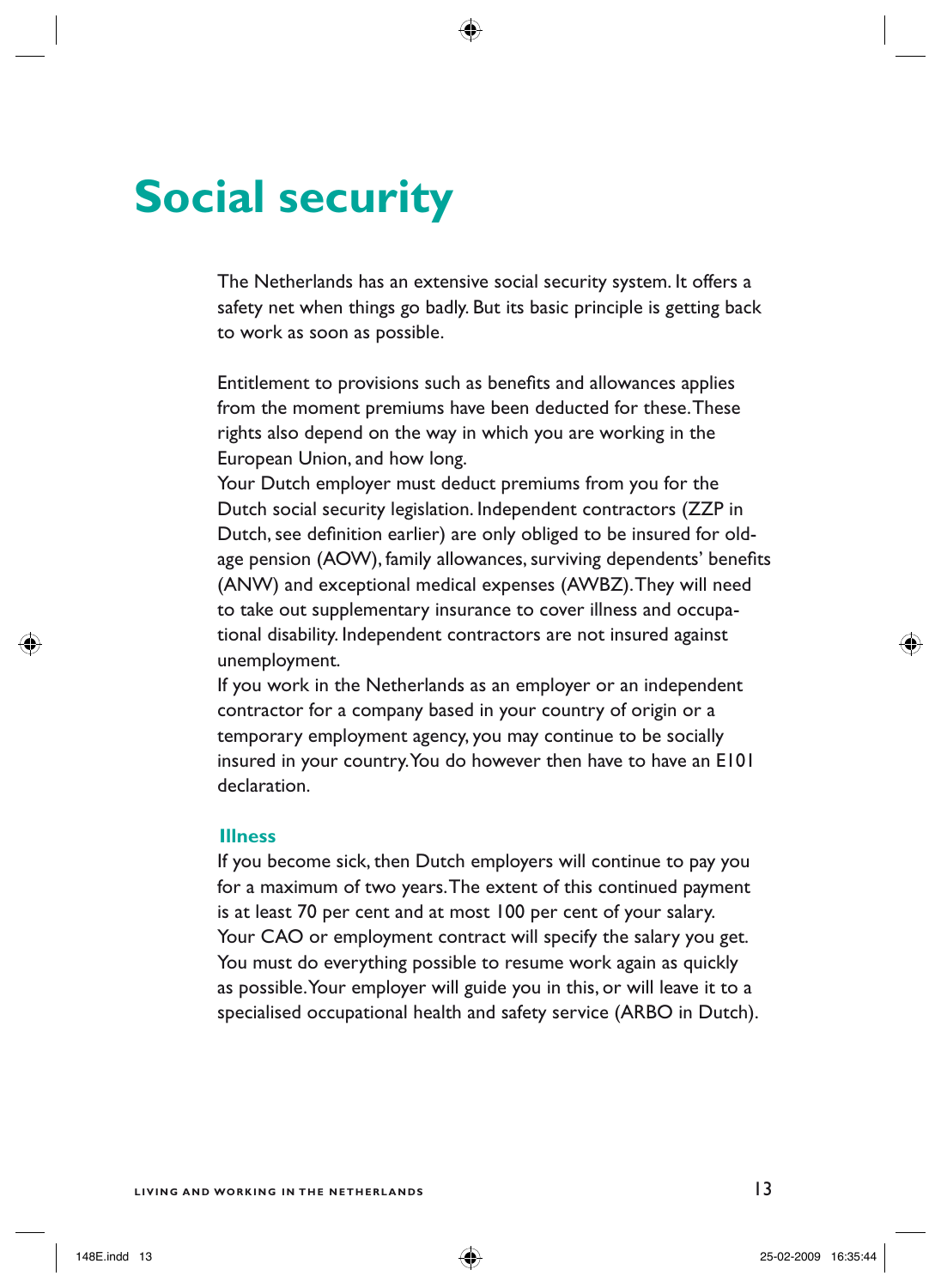# Social security

The Netherlands has an extensive social security system. It offers a safety net when things go badly. But its basic principle is getting back to work as soon as possible.

Entitlement to provisions such as benefits and allowances applies from the moment premiums have been deducted for these. These rights also depend on the way in which you are working in the European Union, and how long.
Your Dutch employer must deduct premiums from you for the Dutch social security legislation. Independent contractors (ZZP in Dutch, see definition earlier) are only obliged to be insured for old-age pension (AOW), family allowances, surviving dependents' benefits (ANW) and exceptional medical expenses (AWBZ). They will need to take out supplementary insurance to cover illness and occupational disability. Independent contractors are not insured against unemployment.
If you work in the Netherlands as an employer or an independent contractor for a company based in your country of origin or a temporary employment agency, you may continue to be socially insured in your country. You do however then have to have an E101 declaration.

### Illness

If you become sick, then Dutch employers will continue to pay you for a maximum of two years. The extent of this continued payment is at least 70 per cent and at most 100 per cent of your salary. Your CAO or employment contract will specify the salary you get. You must do everything possible to resume work again as quickly as possible. Your employer will guide you in this, or will leave it to a specialised occupational health and safety service (ARBO in Dutch).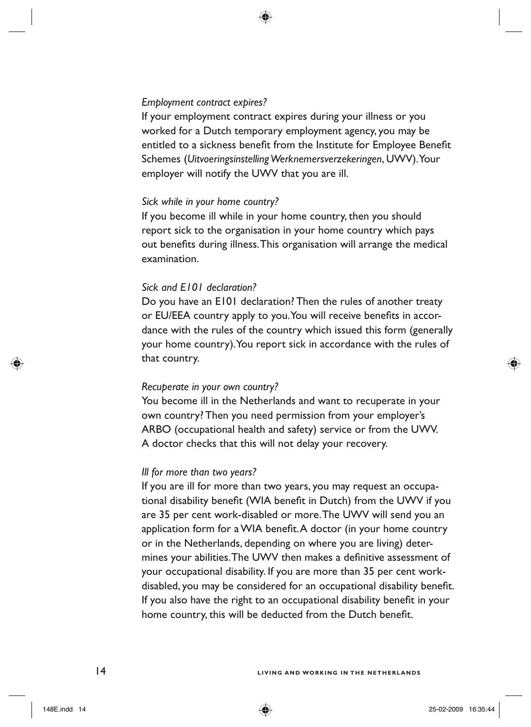*Employment contract expires?*

If your employment contract expires during your illness or you worked for a Dutch temporary employment agency, you may be entitled to a sickness benefit from the Institute for Employee Benefit Schemes (*Uitvoeringsinstelling Werknemersverzekeringen*, UWV). Your employer will notify the UWV that you are ill.

*Sick while in your home country?*

If you become ill while in your home country, then you should report sick to the organisation in your home country which pays out benefits during illness. This organisation will arrange the medical examination.

*Sick and E101 declaration?*

Do you have an E101 declaration? Then the rules of another treaty or EU/EEA country apply to you. You will receive benefits in accordance with the rules of the country which issued this form (generally your home country). You report sick in accordance with the rules of that country.

*Recuperate in your own country?*

You become ill in the Netherlands and want to recuperate in your own country? Then you need permission from your employer's ARBO (occupational health and safety) service or from the UWV. A doctor checks that this will not delay your recovery.

*Ill for more than two years?*

If you are ill for more than two years, you may request an occupational disability benefit (WIA benefit in Dutch) from the UWV if you are 35 per cent work-disabled or more. The UWV will send you an application form for a WIA benefit. A doctor (in your home country or in the Netherlands, depending on where you are living) determines your abilities. The UWV then makes a definitive assessment of your occupational disability. If you are more than 35 per cent work-disabled, you may be considered for an occupational disability benefit. If you also have the right to an occupational disability benefit in your home country, this will be deducted from the Dutch benefit.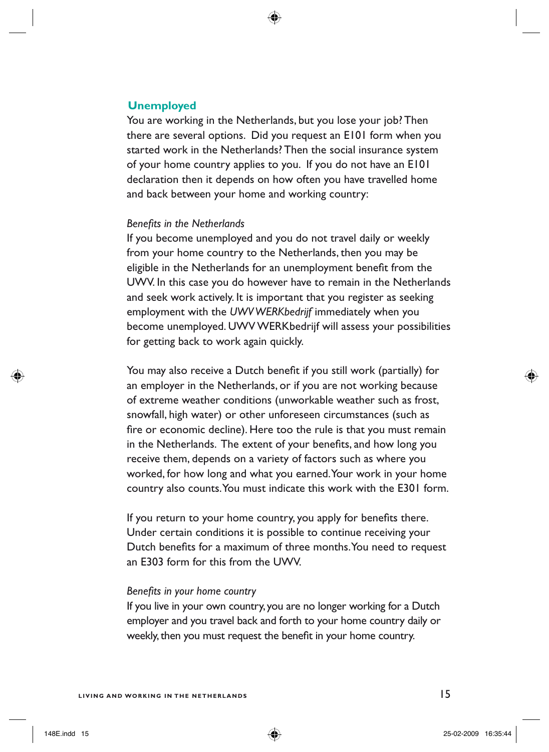## Unemployed

You are working in the Netherlands, but you lose your job? Then there are several options. Did you request an E101 form when you started work in the Netherlands? Then the social insurance system of your home country applies to you. If you do not have an E101 declaration then it depends on how often you have travelled home and back between your home and working country:

*Benefits in the Netherlands*

If you become unemployed and you do not travel daily or weekly from your home country to the Netherlands, then you may be eligible in the Netherlands for an unemployment benefit from the UWV. In this case you do however have to remain in the Netherlands and seek work actively. It is important that you register as seeking employment with the *UWV WERKbedrijf* immediately when you become unemployed. UWV WERKbedrijf will assess your possibilities for getting back to work again quickly.

You may also receive a Dutch benefit if you still work (partially) for an employer in the Netherlands, or if you are not working because of extreme weather conditions (unworkable weather such as frost, snowfall, high water) or other unforeseen circumstances (such as fire or economic decline). Here too the rule is that you must remain in the Netherlands. The extent of your benefits, and how long you receive them, depends on a variety of factors such as where you worked, for how long and what you earned. Your work in your home country also counts. You must indicate this work with the E301 form.

If you return to your home country, you apply for benefits there. Under certain conditions it is possible to continue receiving your Dutch benefits for a maximum of three months. You need to request an E303 form for this from the UWV.

*Benefits in your home country*

If you live in your own country, you are no longer working for a Dutch employer and you travel back and forth to your home country daily or weekly, then you must request the benefit in your home country.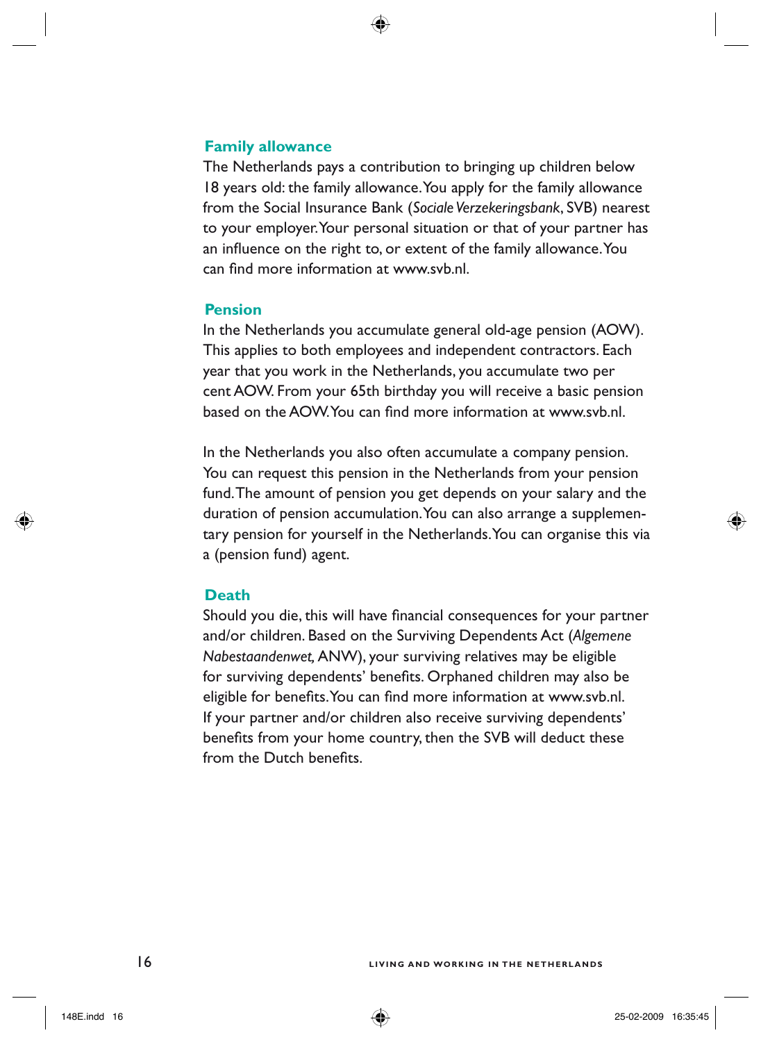## Family allowance

The Netherlands pays a contribution to bringing up children below 18 years old: the family allowance. You apply for the family allowance from the Social Insurance Bank (*Sociale Verzekeringsbank*, SVB) nearest to your employer. Your personal situation or that of your partner has an influence on the right to, or extent of the family allowance. You can find more information at www.svb.nl.

## Pension

In the Netherlands you accumulate general old-age pension (AOW). This applies to both employees and independent contractors. Each year that you work in the Netherlands, you accumulate two per cent AOW. From your 65th birthday you will receive a basic pension based on the AOW. You can find more information at www.svb.nl.

In the Netherlands you also often accumulate a company pension. You can request this pension in the Netherlands from your pension fund. The amount of pension you get depends on your salary and the duration of pension accumulation. You can also arrange a supplementary pension for yourself in the Netherlands. You can organise this via a (pension fund) agent.

## Death

Should you die, this will have financial consequences for your partner and/or children. Based on the Surviving Dependents Act (*Algemene Nabestaandenwet,* ANW), your surviving relatives may be eligible for surviving dependents' benefits. Orphaned children may also be eligible for benefits. You can find more information at www.svb.nl. If your partner and/or children also receive surviving dependents' benefits from your home country, then the SVB will deduct these from the Dutch benefits.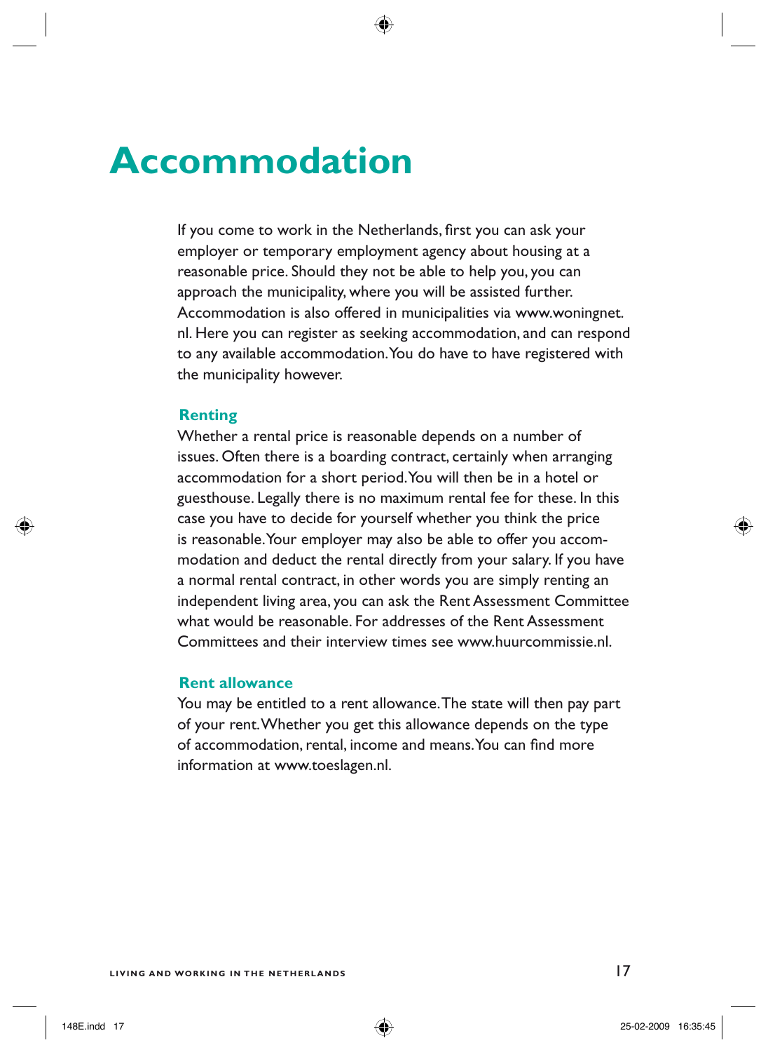# Accommodation

If you come to work in the Netherlands, first you can ask your employer or temporary employment agency about housing at a reasonable price. Should they not be able to help you, you can approach the municipality, where you will be assisted further. Accommodation is also offered in municipalities via www.woningnet.nl. Here you can register as seeking accommodation, and can respond to any available accommodation. You do have to have registered with the municipality however.

## Renting

Whether a rental price is reasonable depends on a number of issues. Often there is a boarding contract, certainly when arranging accommodation for a short period. You will then be in a hotel or guesthouse. Legally there is no maximum rental fee for these. In this case you have to decide for yourself whether you think the price is reasonable. Your employer may also be able to offer you accommodation and deduct the rental directly from your salary. If you have a normal rental contract, in other words you are simply renting an independent living area, you can ask the Rent Assessment Committee what would be reasonable. For addresses of the Rent Assessment Committees and their interview times see www.huurcommissie.nl.

## Rent allowance

You may be entitled to a rent allowance. The state will then pay part of your rent. Whether you get this allowance depends on the type of accommodation, rental, income and means. You can find more information at www.toeslagen.nl.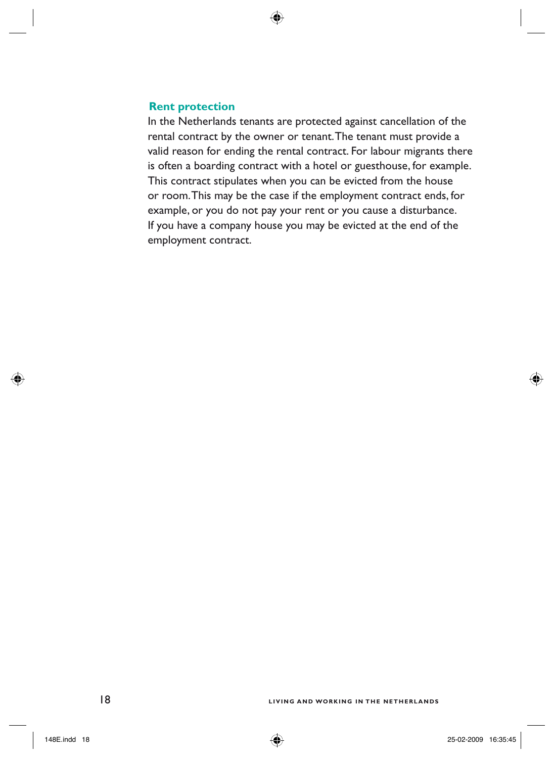## Rent protection

In the Netherlands tenants are protected against cancellation of the rental contract by the owner or tenant. The tenant must provide a valid reason for ending the rental contract. For labour migrants there is often a boarding contract with a hotel or guesthouse, for example. This contract stipulates when you can be evicted from the house or room. This may be the case if the employment contract ends, for example, or you do not pay your rent or you cause a disturbance. If you have a company house you may be evicted at the end of the employment contract.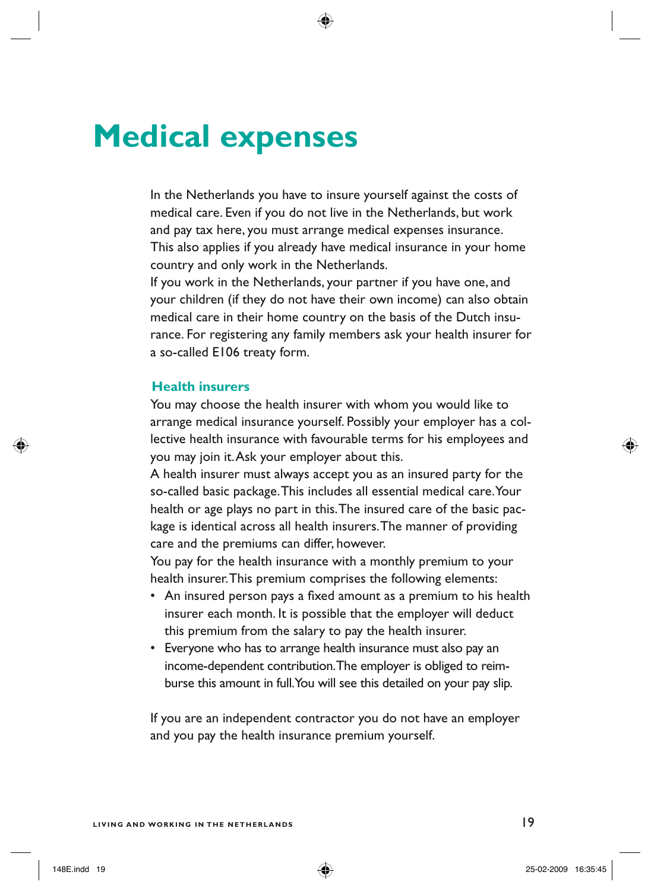# Medical expenses

In the Netherlands you have to insure yourself against the costs of medical care. Even if you do not live in the Netherlands, but work and pay tax here, you must arrange medical expenses insurance. This also applies if you already have medical insurance in your home country and only work in the Netherlands.
If you work in the Netherlands, your partner if you have one, and your children (if they do not have their own income) can also obtain medical care in their home country on the basis of the Dutch insurance. For registering any family members ask your health insurer for a so-called E106 treaty form.

### Health insurers

You may choose the health insurer with whom you would like to arrange medical insurance yourself. Possibly your employer has a collective health insurance with favourable terms for his employees and you may join it. Ask your employer about this.
A health insurer must always accept you as an insured party for the so-called basic package. This includes all essential medical care. Your health or age plays no part in this. The insured care of the basic package is identical across all health insurers. The manner of providing care and the premiums can differ, however.
You pay for the health insurance with a monthly premium to your health insurer. This premium comprises the following elements:

- An insured person pays a fixed amount as a premium to his health insurer each month. It is possible that the employer will deduct this premium from the salary to pay the health insurer.
- Everyone who has to arrange health insurance must also pay an income-dependent contribution. The employer is obliged to reimburse this amount in full. You will see this detailed on your pay slip.

If you are an independent contractor you do not have an employer and you pay the health insurance premium yourself.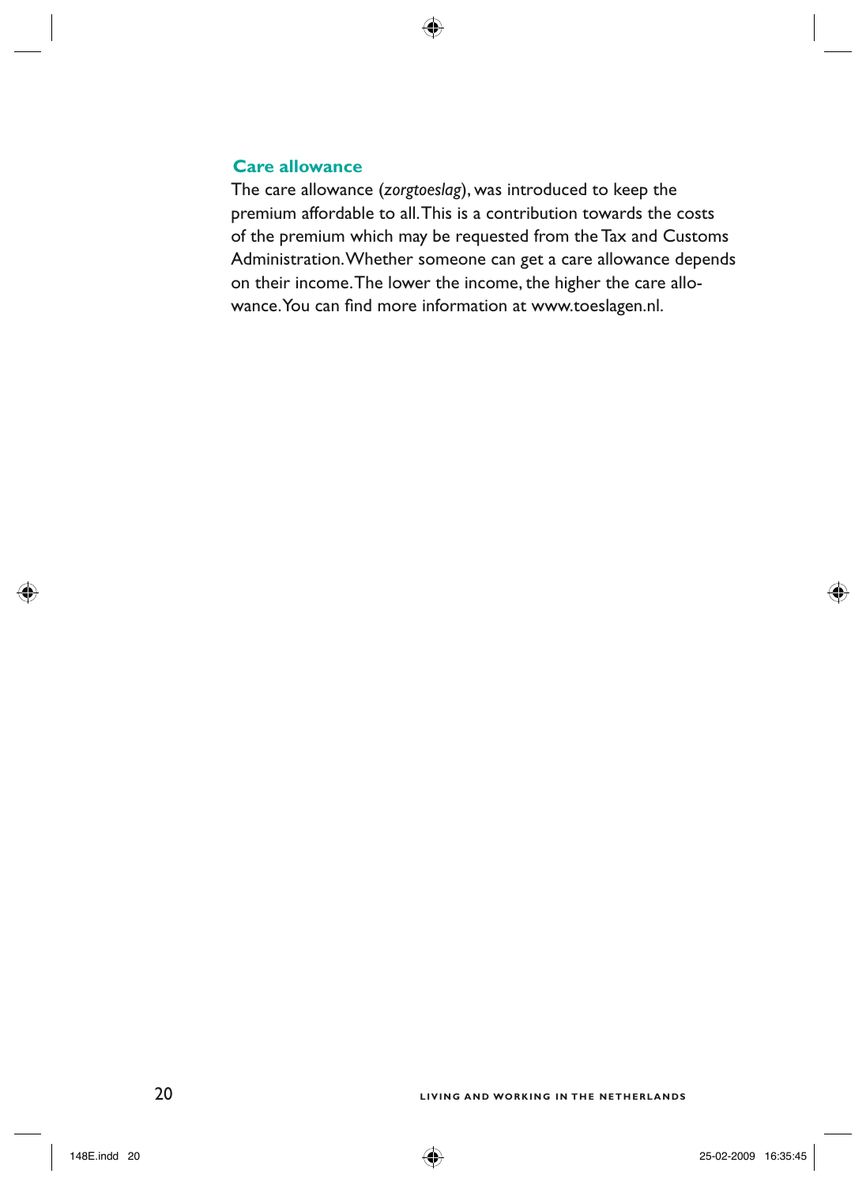### Care allowance

The care allowance (*zorgtoeslag*), was introduced to keep the premium affordable to all. This is a contribution towards the costs of the premium which may be requested from the Tax and Customs Administration. Whether someone can get a care allowance depends on their income. The lower the income, the higher the care allowance. You can find more information at www.toeslagen.nl.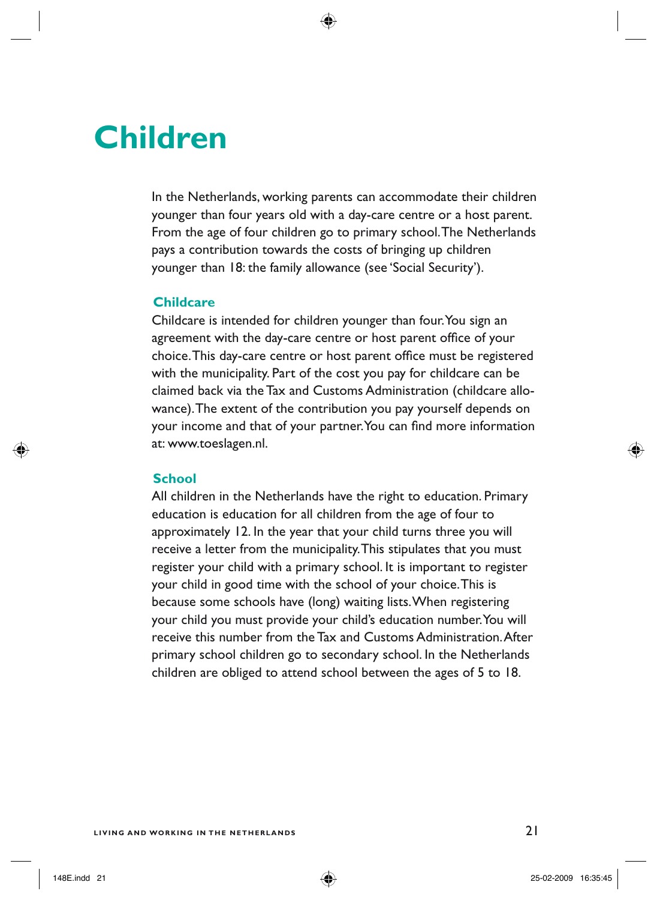# Children

In the Netherlands, working parents can accommodate their children younger than four years old with a day-care centre or a host parent. From the age of four children go to primary school. The Netherlands pays a contribution towards the costs of bringing up children younger than 18: the family allowance (see 'Social Security').

## Childcare

Childcare is intended for children younger than four. You sign an agreement with the day-care centre or host parent office of your choice. This day-care centre or host parent office must be registered with the municipality. Part of the cost you pay for childcare can be claimed back via the Tax and Customs Administration (childcare allowance). The extent of the contribution you pay yourself depends on your income and that of your partner. You can find more information at: www.toeslagen.nl.

## School

All children in the Netherlands have the right to education. Primary education is education for all children from the age of four to approximately 12. In the year that your child turns three you will receive a letter from the municipality. This stipulates that you must register your child with a primary school. It is important to register your child in good time with the school of your choice. This is because some schools have (long) waiting lists. When registering your child you must provide your child's education number. You will receive this number from the Tax and Customs Administration. After primary school children go to secondary school. In the Netherlands children are obliged to attend school between the ages of 5 to 18.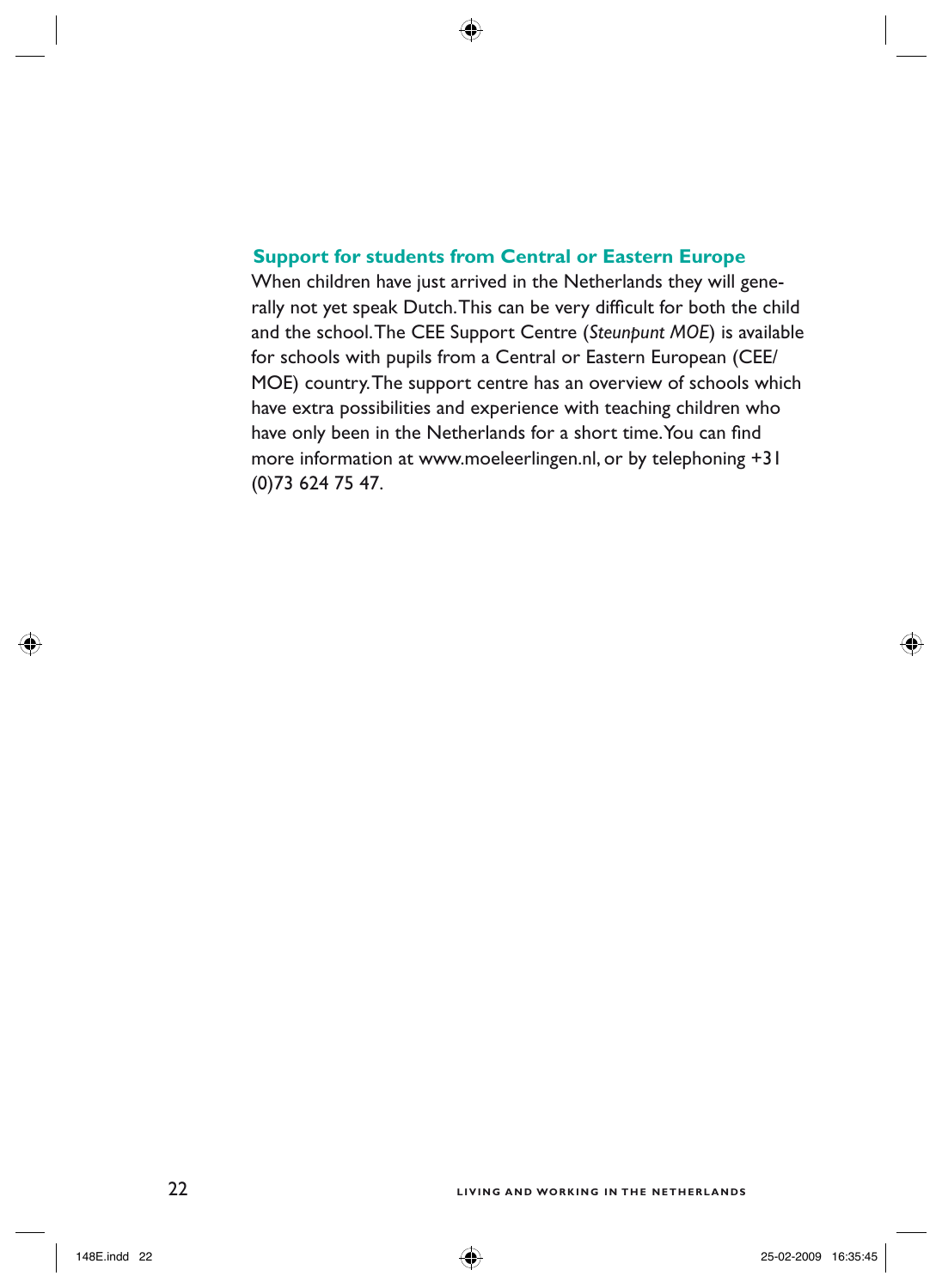### Support for students from Central or Eastern Europe

When children have just arrived in the Netherlands they will generally not yet speak Dutch. This can be very difficult for both the child and the school. The CEE Support Centre (*Steunpunt MOE*) is available for schools with pupils from a Central or Eastern European (CEE/MOE) country. The support centre has an overview of schools which have extra possibilities and experience with teaching children who have only been in the Netherlands for a short time. You can find more information at www.moeleerlingen.nl, or by telephoning +31 (0)73 624 75 47.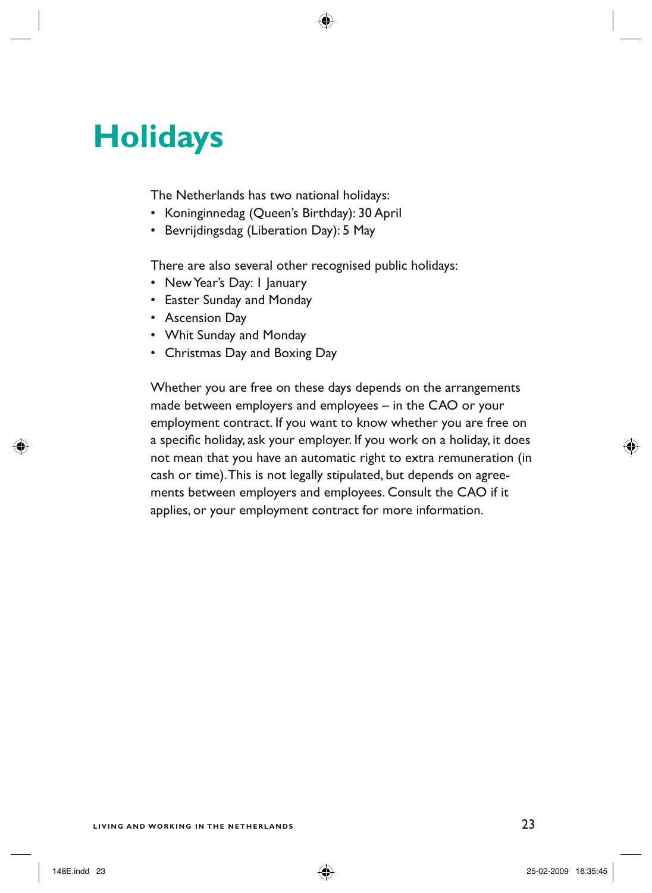# Holidays

The Netherlands has two national holidays:

- Koninginnedag (Queen's Birthday): 30 April
- Bevrijdingsdag (Liberation Day): 5 May

There are also several other recognised public holidays:

- New Year's Day: 1 January
- Easter Sunday and Monday
- Ascension Day
- Whit Sunday and Monday
- Christmas Day and Boxing Day

Whether you are free on these days depends on the arrangements made between employers and employees – in the CAO or your employment contract. If you want to know whether you are free on a specific holiday, ask your employer. If you work on a holiday, it does not mean that you have an automatic right to extra remuneration (in cash or time). This is not legally stipulated, but depends on agreements between employers and employees. Consult the CAO if it applies, or your employment contract for more information.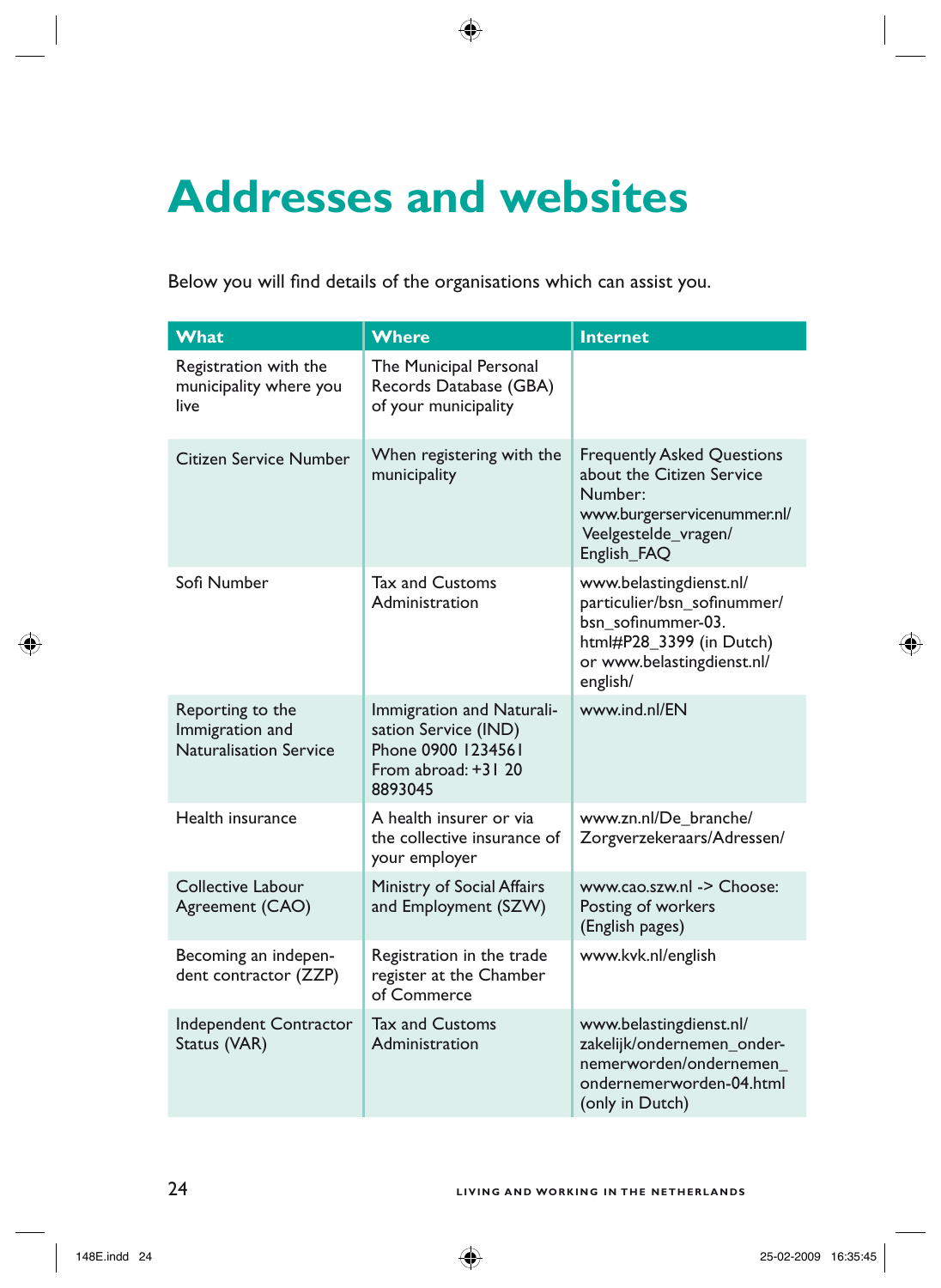# Addresses and websites

Below you will find details of the organisations which can assist you.

| What | Where | Internet |
|---|---|---|
| Registration with the municipality where you live | The Municipal Personal Records Database (GBA) of your municipality | |
| Citizen Service Number | When registering with the municipality | Frequently Asked Questions about the Citizen Service Number: www.burgerservicenummer.nl/Veelgestelde_vragen/English_FAQ |
| Sofi Number | Tax and Customs Administration | www.belastingdienst.nl/particulier/bsn_sofinummer/bsn_sofinummer-03.html#P28_3399 (in Dutch) or www.belastingdienst.nl/english/ |
| Reporting to the Immigration and Naturalisation Service | Immigration and Naturalisation Service (IND) Phone 0900 1234561 From abroad: +31 20 8893045 | www.ind.nl/EN |
| Health insurance | A health insurer or via the collective insurance of your employer | www.zn.nl/De_branche/Zorgverzekeraars/Adressen/ |
| Collective Labour Agreement (CAO) | Ministry of Social Affairs and Employment (SZW) | www.cao.szw.nl -> Choose: Posting of workers (English pages) |
| Becoming an independent contractor (ZZP) | Registration in the trade register at the Chamber of Commerce | www.kvk.nl/english |
| Independent Contractor Status (VAR) | Tax and Customs Administration | www.belastingdienst.nl/zakelijk/ondernemen_ondernemerworden/ondernemen_ondernemerworden-04.html (only in Dutch) |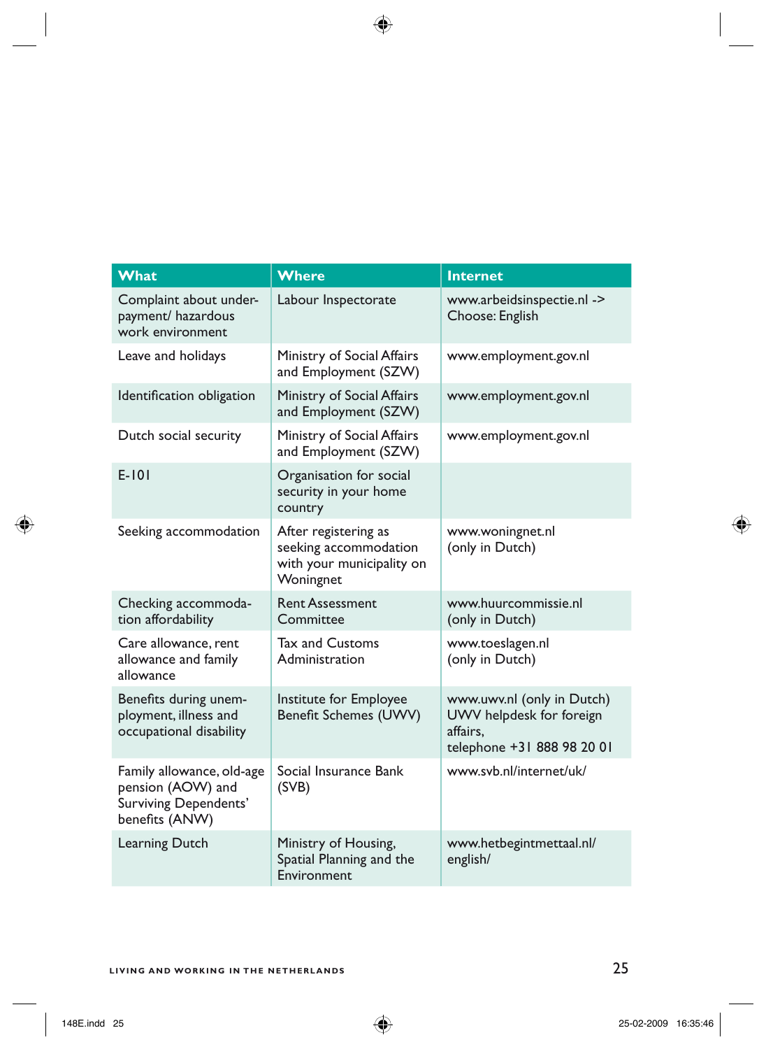| What | Where | Internet |
|---|---|---|
| Complaint about under-payment/ hazardous work environment | Labour Inspectorate | www.arbeidsinspectie.nl -> Choose: English |
| Leave and holidays | Ministry of Social Affairs and Employment (SZW) | www.employment.gov.nl |
| Identification obligation | Ministry of Social Affairs and Employment (SZW) | www.employment.gov.nl |
| Dutch social security | Ministry of Social Affairs and Employment (SZW) | www.employment.gov.nl |
| E-101 | Organisation for social security in your home country | |
| Seeking accommodation | After registering as seeking accommodation with your municipality on Woningnet | www.woningnet.nl (only in Dutch) |
| Checking accommodation affordability | Rent Assessment Committee | www.huurcommissie.nl (only in Dutch) |
| Care allowance, rent allowance and family allowance | Tax and Customs Administration | www.toeslagen.nl (only in Dutch) |
| Benefits during unemployment, illness and occupational disability | Institute for Employee Benefit Schemes (UWV) | www.uwv.nl (only in Dutch) UWV helpdesk for foreign affairs, telephone +31 888 98 20 01 |
| Family allowance, old-age pension (AOW) and Surviving Dependents' benefits (ANW) | Social Insurance Bank (SVB) | www.svb.nl/internet/uk/ |
| Learning Dutch | Ministry of Housing, Spatial Planning and the Environment | www.hetbegintmettaal.nl/english/ |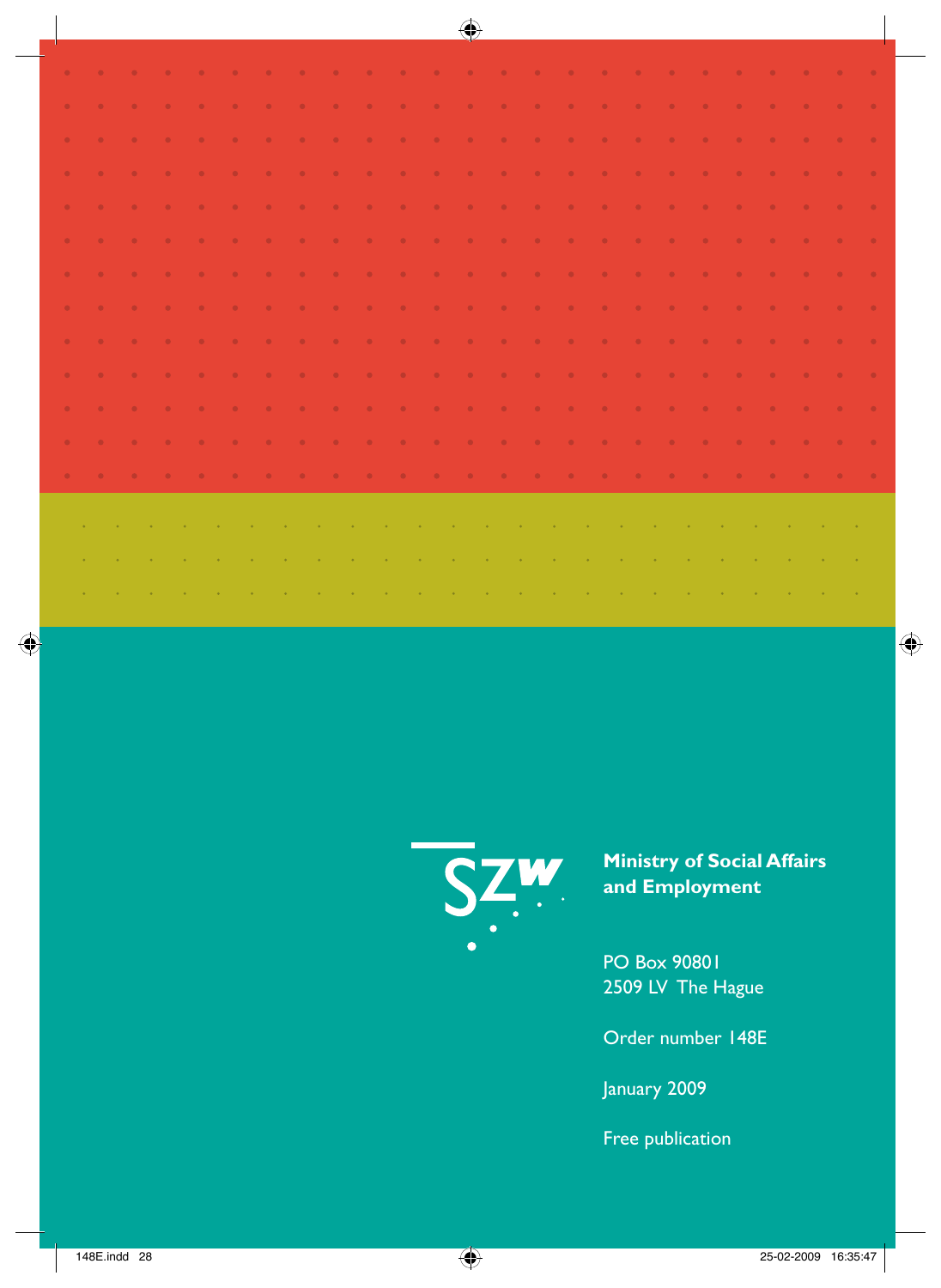**Ministry of Social Affairs and Employment**

PO Box 90801
2509 LV The Hague

Order number 148E

January 2009

Free publication